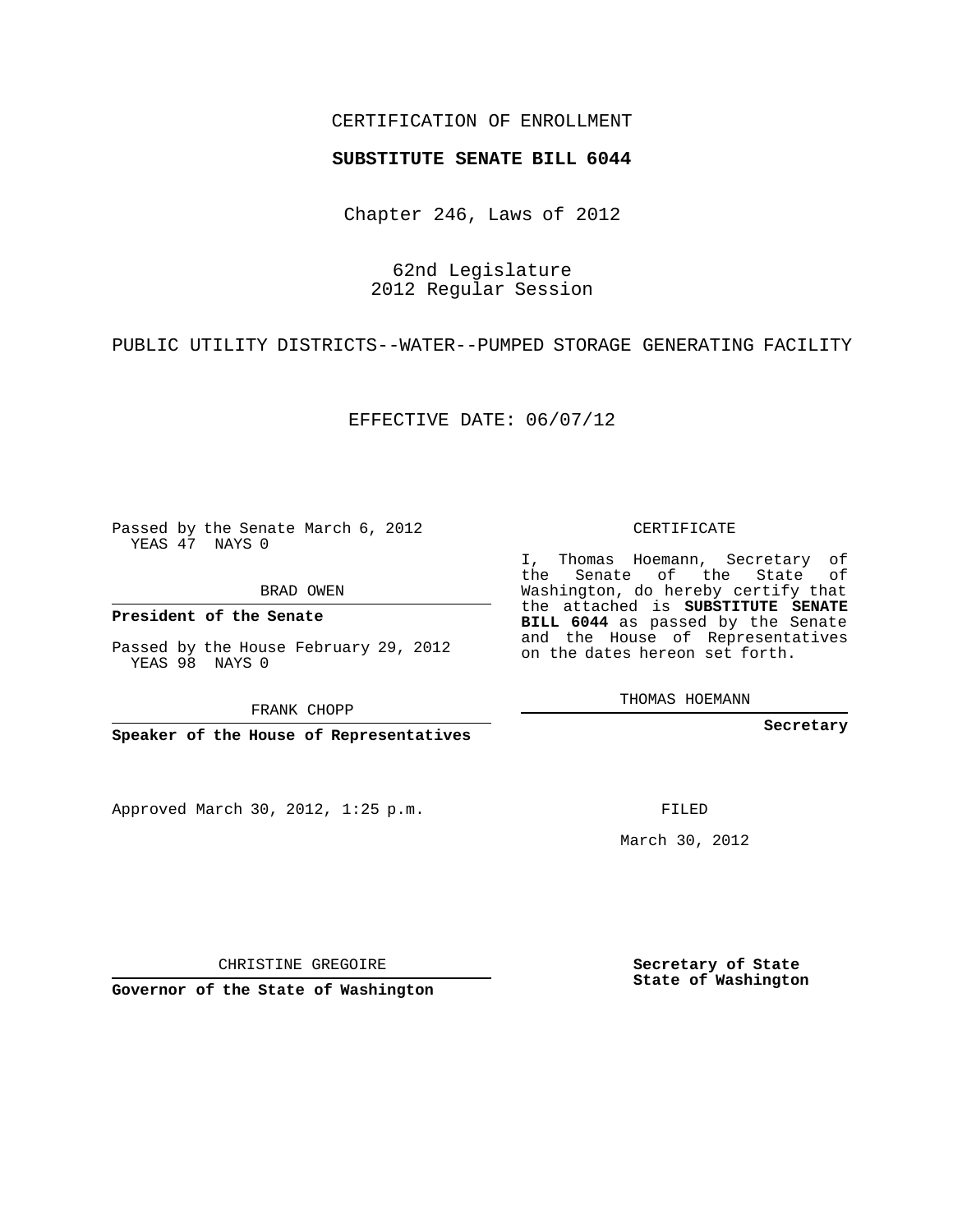CERTIFICATION OF ENROLLMENT

**SUBSTITUTE SENATE BILL 6044**

Chapter 246, Laws of 2012

62nd Legislature
2012 Regular Session

PUBLIC UTILITY DISTRICTS--WATER--PUMPED STORAGE GENERATING FACILITY

EFFECTIVE DATE: 06/07/12

Passed by the Senate March 6, 2012
YEAS 47 NAYS 0

BRAD OWEN

**President of the Senate**

Passed by the House February 29, 2012
YEAS 98 NAYS 0

FRANK CHOPP

**Speaker of the House of Representatives**

Approved March 30, 2012, 1:25 p.m.

CHRISTINE GREGOIRE

**Governor of the State of Washington**

CERTIFICATE

I, Thomas Hoemann, Secretary of the Senate of the State of Washington, do hereby certify that the attached is **SUBSTITUTE SENATE BILL 6044** as passed by the Senate and the House of Representatives on the dates hereon set forth.

THOMAS HOEMANN

**Secretary**

FILED

March 30, 2012

**Secretary of State**
**State of Washington**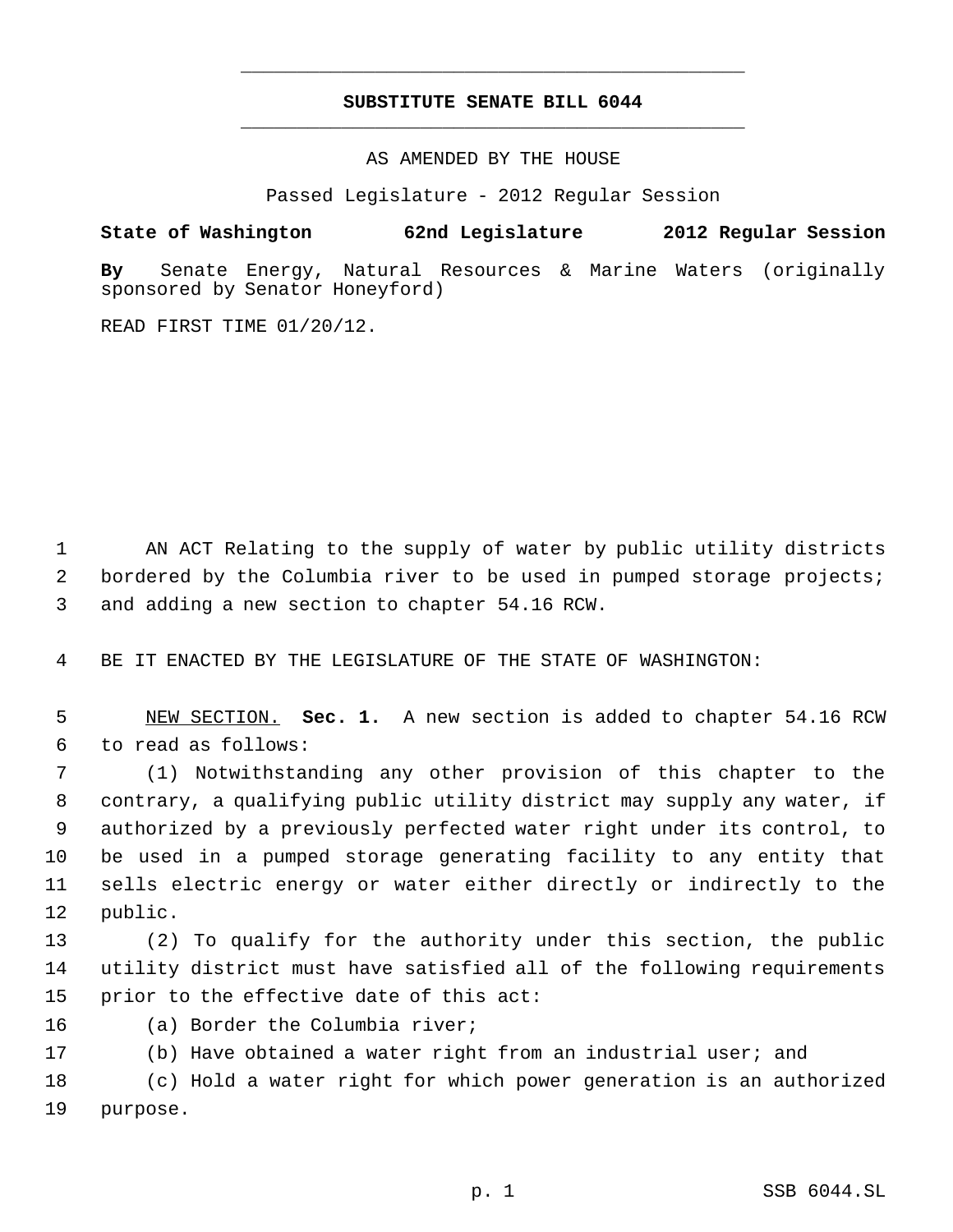# SUBSTITUTE SENATE BILL 6044

AS AMENDED BY THE HOUSE

Passed Legislature - 2012 Regular Session

**State of Washington 62nd Legislature 2012 Regular Session**

**By** Senate Energy, Natural Resources & Marine Waters (originally sponsored by Senator Honeyford)

READ FIRST TIME 01/20/12.

1 AN ACT Relating to the supply of water by public utility districts
2 bordered by the Columbia river to be used in pumped storage projects;
3 and adding a new section to chapter 54.16 RCW.

4 BE IT ENACTED BY THE LEGISLATURE OF THE STATE OF WASHINGTON:

5 NEW SECTION. **Sec. 1.** A new section is added to chapter 54.16 RCW
6 to read as follows:
7 (1) Notwithstanding any other provision of this chapter to the
8 contrary, a qualifying public utility district may supply any water, if
9 authorized by a previously perfected water right under its control, to
10 be used in a pumped storage generating facility to any entity that
11 sells electric energy or water either directly or indirectly to the
12 public.
13 (2) To qualify for the authority under this section, the public
14 utility district must have satisfied all of the following requirements
15 prior to the effective date of this act:
16 (a) Border the Columbia river;
17 (b) Have obtained a water right from an industrial user; and
18 (c) Hold a water right for which power generation is an authorized
19 purpose.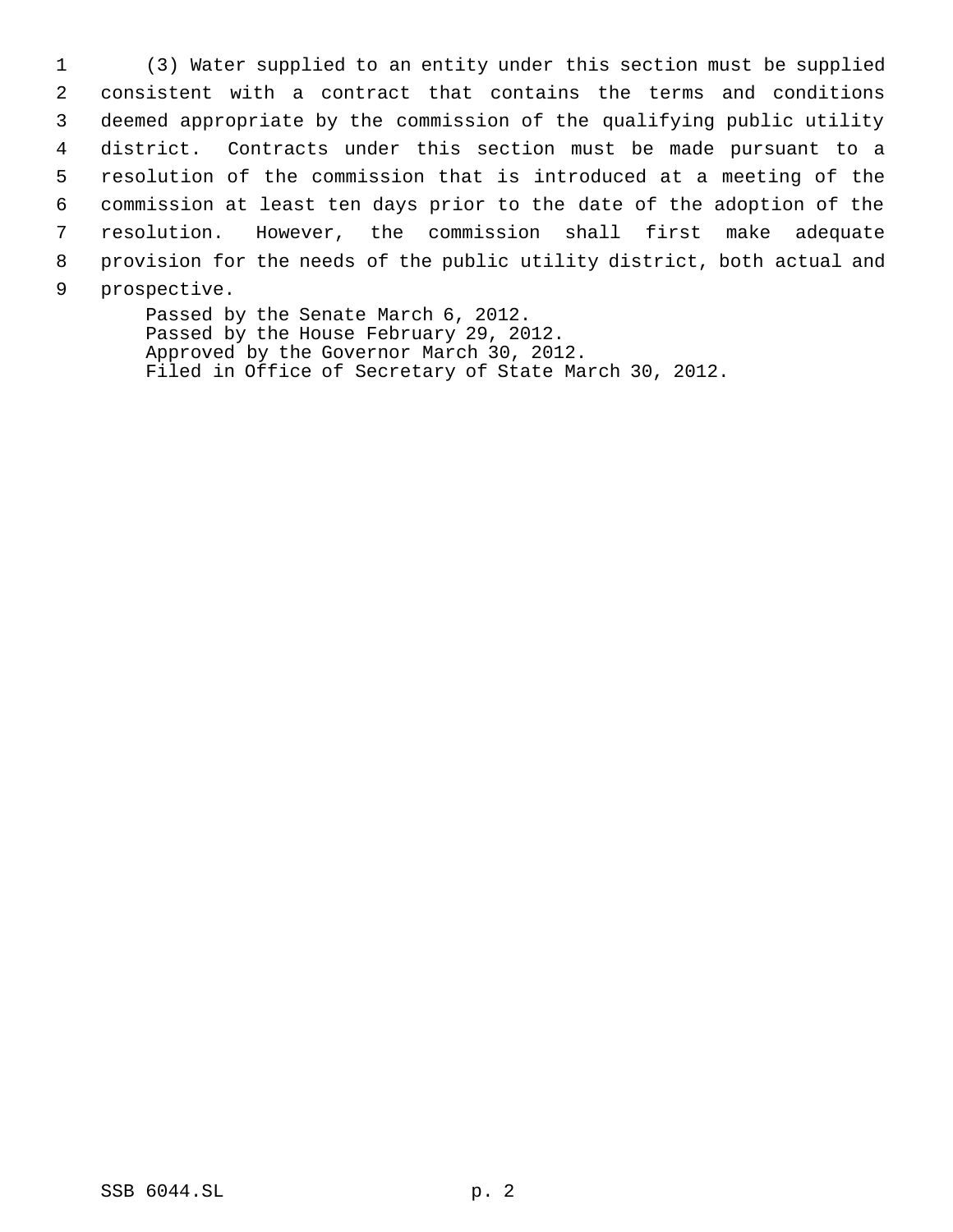(3) Water supplied to an entity under this section must be supplied consistent with a contract that contains the terms and conditions deemed appropriate by the commission of the qualifying public utility district. Contracts under this section must be made pursuant to a resolution of the commission that is introduced at a meeting of the commission at least ten days prior to the date of the adoption of the resolution. However, the commission shall first make adequate provision for the needs of the public utility district, both actual and prospective.

Passed by the Senate March 6, 2012.
Passed by the House February 29, 2012.
Approved by the Governor March 30, 2012.
Filed in Office of Secretary of State March 30, 2012.